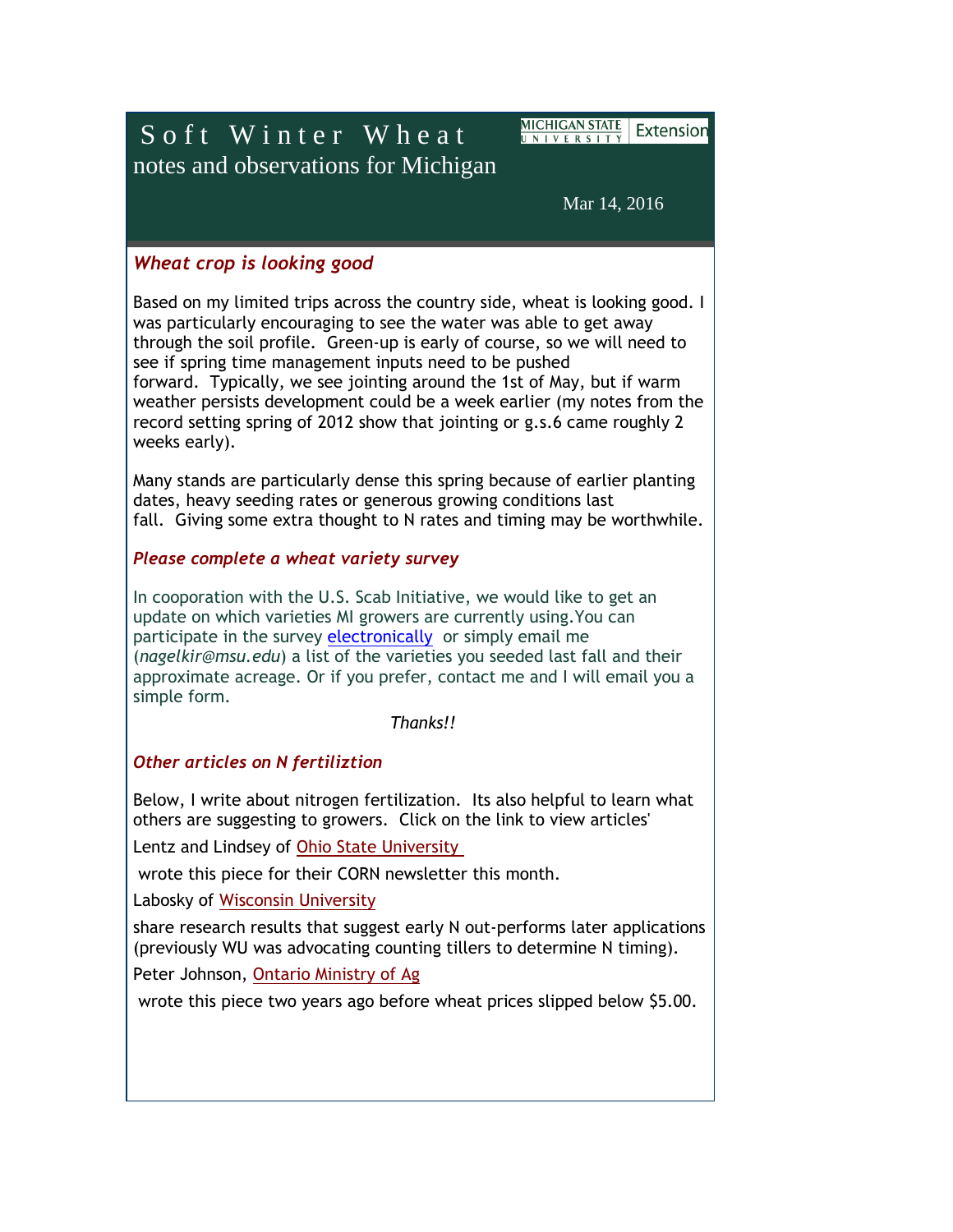# Soft Winter Wheat

notes and observations for Michigan

Michigan State University Extension

Mar 14, 2016

## *Wheat crop is looking good*

Based on my limited trips across the country side, wheat is looking good. I was particularly encouraging to see the water was able to get away through the soil profile. Green-up is early of course, so we will need to see if spring time management inputs need to be pushed forward. Typically, we see jointing around the 1st of May, but if warm weather persists development could be a week earlier (my notes from the record setting spring of 2012 show that jointing or g.s.6 came roughly 2 weeks early).

Many stands are particularly dense this spring because of earlier planting dates, heavy seeding rates or generous growing conditions last fall. Giving some extra thought to N rates and timing may be worthwhile.

## *Please complete a wheat variety survey*

In cooperation with the U.S. Scab Initiative, we would like to get an update on which varieties MI growers are currently using.You can participate in the survey electronically or simply email me (*nagelkir@msu.edu*) a list of the varieties you seeded last fall and their approximate acreage. Or if you prefer, contact me and I will email you a simple form.

*Thanks!!*

## *Other articles on N fertiliztion*

Below, I write about nitrogen fertilization. Its also helpful to learn what others are suggesting to growers. Click on the link to view articles'

Lentz and Lindsey of Ohio State University

wrote this piece for their CORN newsletter this month.

Labosky of Wisconsin University

share research results that suggest early N out-performs later applications (previously WU was advocating counting tillers to determine N timing).

Peter Johnson, Ontario Ministry of Ag

wrote this piece two years ago before wheat prices slipped below $5.00.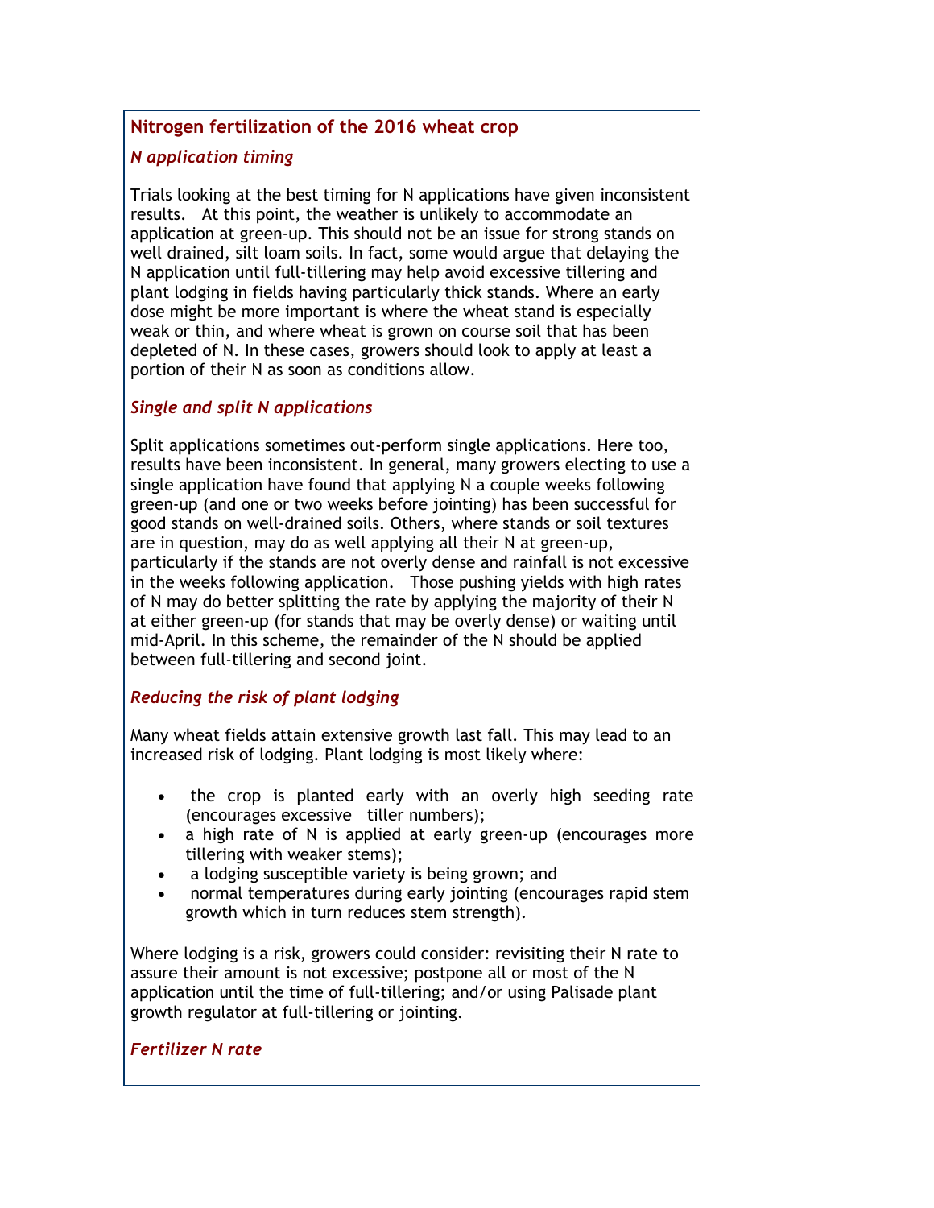## Nitrogen fertilization of the 2016 wheat crop

### *N application timing*

Trials looking at the best timing for N applications have given inconsistent results. At this point, the weather is unlikely to accommodate an application at green-up. This should not be an issue for strong stands on well drained, silt loam soils. In fact, some would argue that delaying the N application until full-tillering may help avoid excessive tillering and plant lodging in fields having particularly thick stands. Where an early dose might be more important is where the wheat stand is especially weak or thin, and where wheat is grown on course soil that has been depleted of N. In these cases, growers should look to apply at least a portion of their N as soon as conditions allow.

### *Single and split N applications*

Split applications sometimes out-perform single applications. Here too, results have been inconsistent. In general, many growers electing to use a single application have found that applying N a couple weeks following green-up (and one or two weeks before jointing) has been successful for good stands on well-drained soils. Others, where stands or soil textures are in question, may do as well applying all their N at green-up, particularly if the stands are not overly dense and rainfall is not excessive in the weeks following application. Those pushing yields with high rates of N may do better splitting the rate by applying the majority of their N at either green-up (for stands that may be overly dense) or waiting until mid-April. In this scheme, the remainder of the N should be applied between full-tillering and second joint.

### *Reducing the risk of plant lodging*

Many wheat fields attain extensive growth last fall. This may lead to an increased risk of lodging. Plant lodging is most likely where:

- the crop is planted early with an overly high seeding rate (encourages excessive tiller numbers);
- a high rate of N is applied at early green-up (encourages more tillering with weaker stems);
- a lodging susceptible variety is being grown; and
- normal temperatures during early jointing (encourages rapid stem growth which in turn reduces stem strength).

Where lodging is a risk, growers could consider: revisiting their N rate to assure their amount is not excessive; postpone all or most of the N application until the time of full-tillering; and/or using Palisade plant growth regulator at full-tillering or jointing.

### *Fertilizer N rate*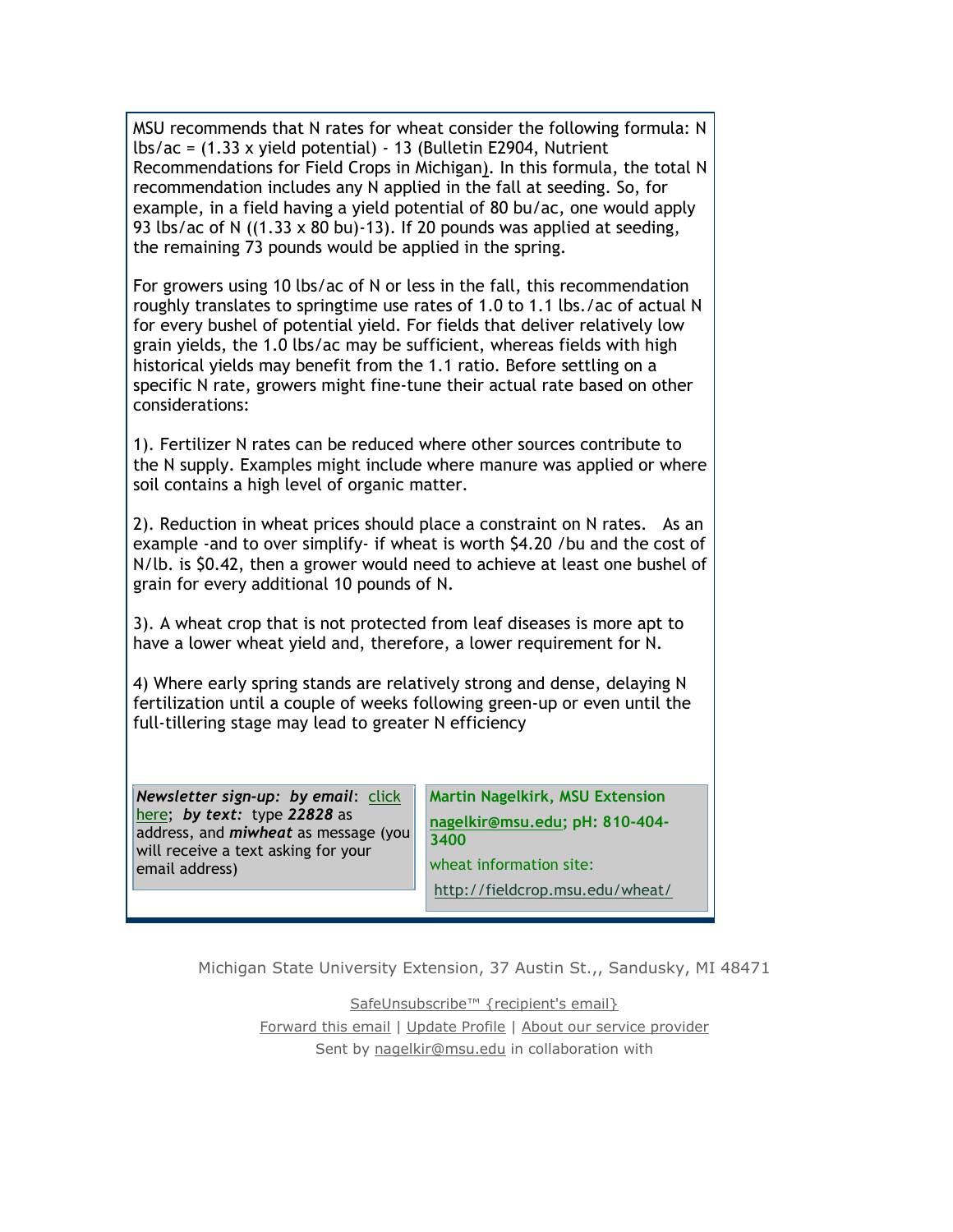MSU recommends that N rates for wheat consider the following formula: N lbs/ac = (1.33 x yield potential) - 13 (Bulletin E2904, Nutrient Recommendations for Field Crops in Michigan). In this formula, the total N recommendation includes any N applied in the fall at seeding. So, for example, in a field having a yield potential of 80 bu/ac, one would apply 93 lbs/ac of N ((1.33 x 80 bu)-13). If 20 pounds was applied at seeding, the remaining 73 pounds would be applied in the spring.

For growers using 10 lbs/ac of N or less in the fall, this recommendation roughly translates to springtime use rates of 1.0 to 1.1 lbs./ac of actual N for every bushel of potential yield. For fields that deliver relatively low grain yields, the 1.0 lbs/ac may be sufficient, whereas fields with high historical yields may benefit from the 1.1 ratio. Before settling on a specific N rate, growers might fine-tune their actual rate based on other considerations:

1). Fertilizer N rates can be reduced where other sources contribute to the N supply. Examples might include where manure was applied or where soil contains a high level of organic matter.

2). Reduction in wheat prices should place a constraint on N rates. As an example -and to over simplify- if wheat is worth $4.20 /bu and the cost of N/lb. is $0.42, then a grower would need to achieve at least one bushel of grain for every additional 10 pounds of N.

3). A wheat crop that is not protected from leaf diseases is more apt to have a lower wheat yield and, therefore, a lower requirement for N.

4) Where early spring stands are relatively strong and dense, delaying N fertilization until a couple of weeks following green-up or even until the full-tillering stage may lead to greater N efficiency

***Newsletter sign-up:* *by email*:** click here; ***by text:*** type ***22828*** as address, and ***miwheat*** as message (you will receive a text asking for your email address)

**Martin Nagelkirk, MSU Extension**

**nagelkir@msu.edu; pH: 810-404-3400**

wheat information site:

http://fieldcrop.msu.edu/wheat/

Michigan State University Extension, 37 Austin St.,, Sandusky, MI 48471

SafeUnsubscribe™ {recipient's email}

Forward this email | Update Profile | About our service provider

Sent by nagelkir@msu.edu in collaboration with